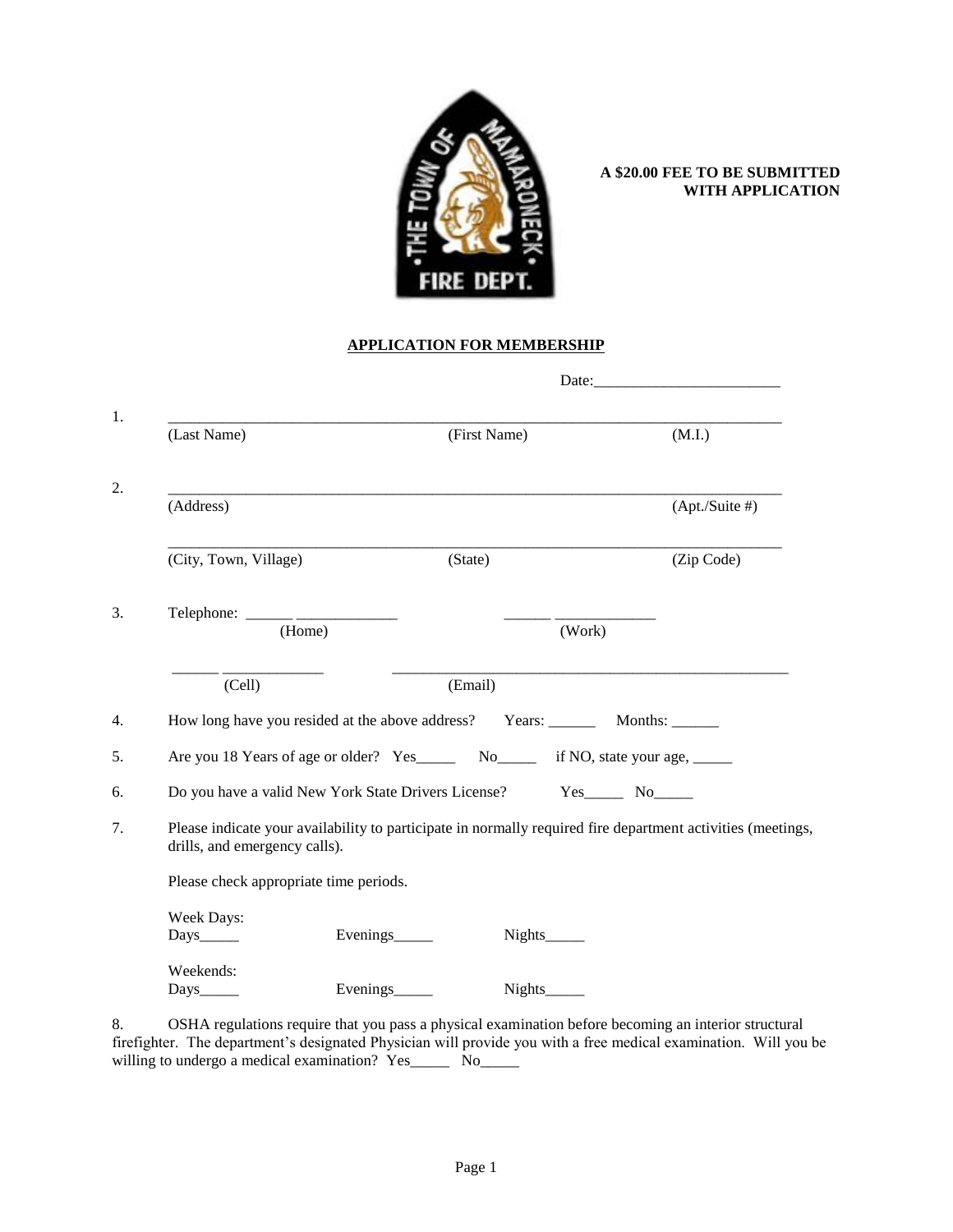**A $20.00 FEE TO BE SUBMITTED WITH APPLICATION**

## APPLICATION FOR MEMBERSHIP

Date:________________________

1. ______________________________________________________________________________
   (Last Name) (First Name) (M.I.)

2. ______________________________________________________________________________
   (Address) (Apt./Suite #)

   ______________________________________________________________________________
   (City, Town, Village) (State) (Zip Code)

3. Telephone: ______ ____________ (Home) ______ ____________ (Work)

   ______ ____________ (Cell) ____________________________________________ (Email)

4. How long have you resided at the above address? Years: ______ Months: ______

5. Are you 18 Years of age or older? Yes_____ No_____ if NO, state your age, _____

6. Do you have a valid New York State Drivers License? Yes_____ No_____

7. Please indicate your availability to participate in normally required fire department activities (meetings, drills, and emergency calls).

   Please check appropriate time periods.

   Week Days:
   Days_____ Evenings_____ Nights_____

   Weekends:
   Days_____ Evenings_____ Nights_____

8. OSHA regulations require that you pass a physical examination before becoming an interior structural firefighter. The department's designated Physician will provide you with a free medical examination. Will you be willing to undergo a medical examination? Yes_____ No_____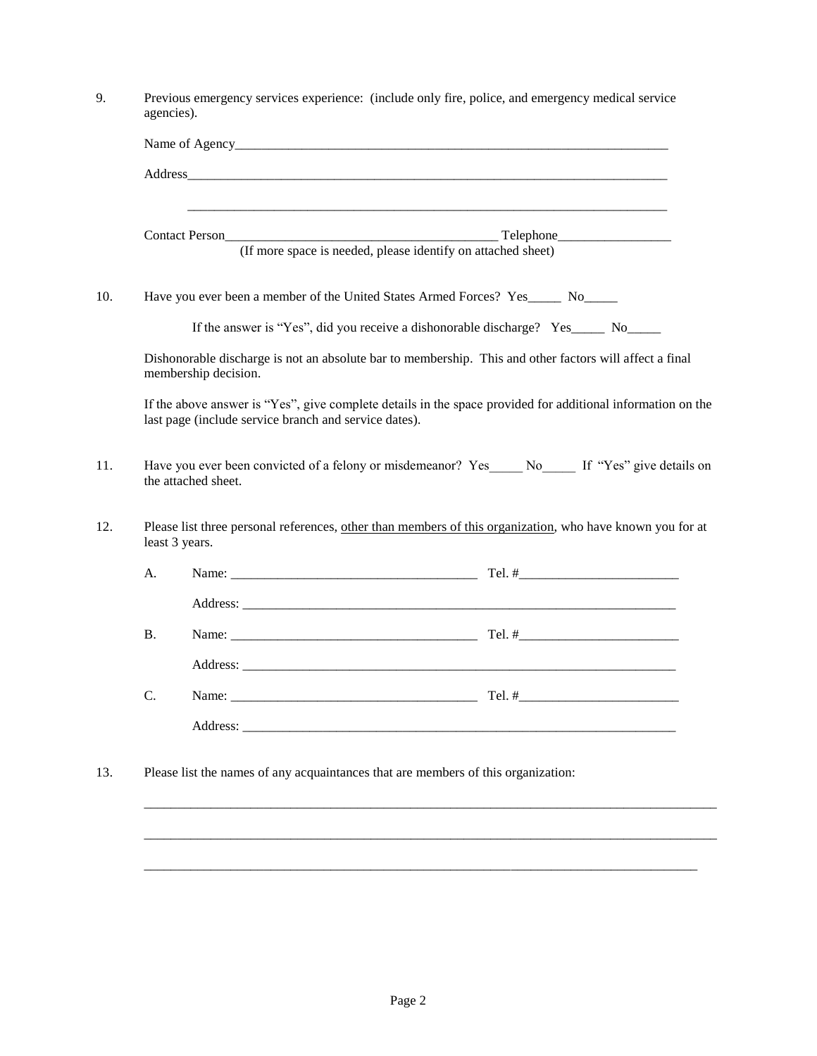9. Previous emergency services experience: (include only fire, police, and emergency medical service agencies).

   Name of Agency_____________________________________________________________________

   Address___________________________________________________________________________

   __________________________________________________________________________________

   Contact Person________________________________________ Telephone_________________

   (If more space is needed, please identify on attached sheet)

10. Have you ever been a member of the United States Armed Forces? Yes_____ No_____

    If the answer is "Yes", did you receive a dishonorable discharge? Yes_____ No_____

    Dishonorable discharge is not an absolute bar to membership. This and other factors will affect a final membership decision.

    If the above answer is "Yes", give complete details in the space provided for additional information on the last page (include service branch and service dates).

11. Have you ever been convicted of a felony or misdemeanor? Yes_____ No_____ If "Yes" give details on the attached sheet.

12. Please list three personal references, <u>other than members of this organization</u>, who have known you for at least 3 years.

    A. Name: _____________________________________ Tel. #________________________

       Address: ____________________________________________________________________

    B. Name: _____________________________________ Tel. #________________________

       Address: ____________________________________________________________________

    C. Name: _____________________________________ Tel. #________________________

       Address: ____________________________________________________________________

13. Please list the names of any acquaintances that are members of this organization:

    __________________________________________________________________________________

    __________________________________________________________________________________

    __________________________________________________________________________________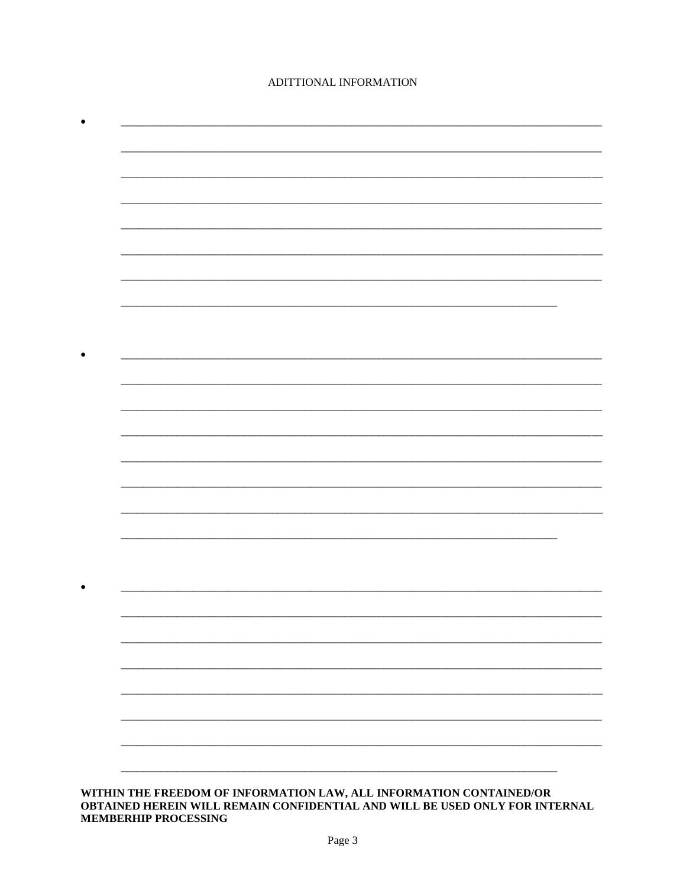ADITTIONAL INFORMATION

- ______________________________________________________________________________
  ______________________________________________________________________________
  ______________________________________________________________________________
  ______________________________________________________________________________
  ______________________________________________________________________________
  ______________________________________________________________________________
  ______________________________________________________________________________
  _______________________________________________________________________

- ______________________________________________________________________________
  ______________________________________________________________________________
  ______________________________________________________________________________
  ______________________________________________________________________________
  ______________________________________________________________________________
  ______________________________________________________________________________
  ______________________________________________________________________________
  _______________________________________________________________________

- ______________________________________________________________________________
  ______________________________________________________________________________
  ______________________________________________________________________________
  ______________________________________________________________________________
  ______________________________________________________________________________
  ______________________________________________________________________________
  ______________________________________________________________________________
  _______________________________________________________________________

**WITHIN THE FREEDOM OF INFORMATION LAW, ALL INFORMATION CONTAINED/OR OBTAINED HEREIN WILL REMAIN CONFIDENTIAL AND WILL BE USED ONLY FOR INTERNAL MEMBERHIP PROCESSING**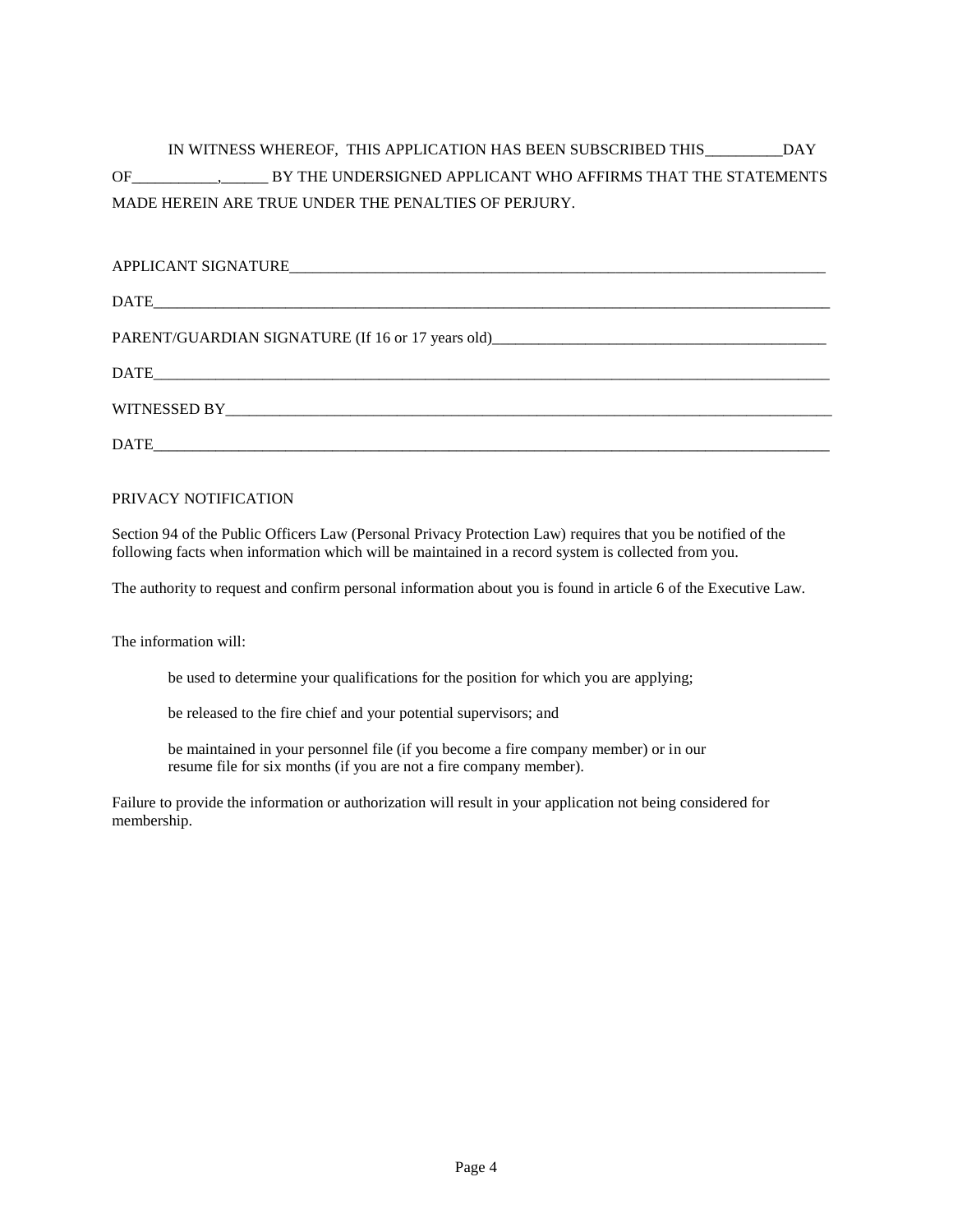IN WITNESS WHEREOF, THIS APPLICATION HAS BEEN SUBSCRIBED THIS__________DAY OF___________,______ BY THE UNDERSIGNED APPLICANT WHO AFFIRMS THAT THE STATEMENTS MADE HEREIN ARE TRUE UNDER THE PENALTIES OF PERJURY.

APPLICANT SIGNATURE_______________________________________________________________________

DATE_______________________________________________________________________________________

PARENT/GUARDIAN SIGNATURE (If 16 or 17 years old)_____________________________________________

DATE_______________________________________________________________________________________

WITNESSED BY_______________________________________________________________________________

DATE_______________________________________________________________________________________

PRIVACY NOTIFICATION

Section 94 of the Public Officers Law (Personal Privacy Protection Law) requires that you be notified of the following facts when information which will be maintained in a record system is collected from you.

The authority to request and confirm personal information about you is found in article 6 of the Executive Law.

The information will:

be used to determine your qualifications for the position for which you are applying;

be released to the fire chief and your potential supervisors; and

be maintained in your personnel file (if you become a fire company member) or in our resume file for six months (if you are not a fire company member).

Failure to provide the information or authorization will result in your application not being considered for membership.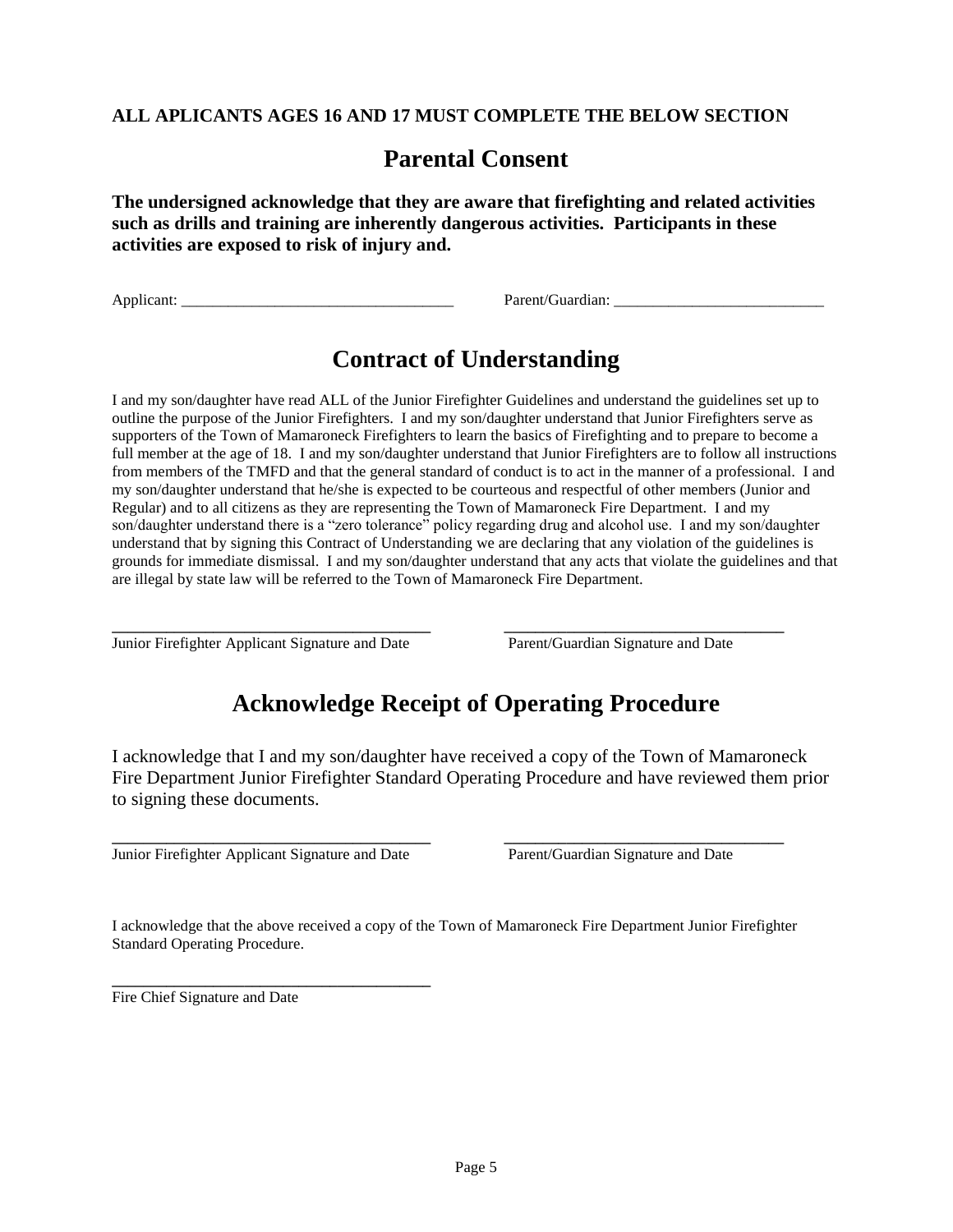**ALL APLICANTS AGES 16 AND 17 MUST COMPLETE THE BELOW SECTION**

## Parental Consent

**The undersigned acknowledge that they are aware that firefighting and related activities such as drills and training are inherently dangerous activities. Participants in these activities are exposed to risk of injury and.**

Applicant: ___________________________________ Parent/Guardian: ___________________________

## Contract of Understanding

I and my son/daughter have read ALL of the Junior Firefighter Guidelines and understand the guidelines set up to outline the purpose of the Junior Firefighters. I and my son/daughter understand that Junior Firefighters serve as supporters of the Town of Mamaroneck Firefighters to learn the basics of Firefighting and to prepare to become a full member at the age of 18. I and my son/daughter understand that Junior Firefighters are to follow all instructions from members of the TMFD and that the general standard of conduct is to act in the manner of a professional. I and my son/daughter understand that he/she is expected to be courteous and respectful of other members (Junior and Regular) and to all citizens as they are representing the Town of Mamaroneck Fire Department. I and my son/daughter understand there is a "zero tolerance" policy regarding drug and alcohol use. I and my son/daughter understand that by signing this Contract of Understanding we are declaring that any violation of the guidelines is grounds for immediate dismissal. I and my son/daughter understand that any acts that violate the guidelines and that are illegal by state law will be referred to the Town of Mamaroneck Fire Department.

_____________________________________ _________________________________

Junior Firefighter Applicant Signature and Date Parent/Guardian Signature and Date

## Acknowledge Receipt of Operating Procedure

I acknowledge that I and my son/daughter have received a copy of the Town of Mamaroneck Fire Department Junior Firefighter Standard Operating Procedure and have reviewed them prior to signing these documents.

_____________________________________ _________________________________

Junior Firefighter Applicant Signature and Date Parent/Guardian Signature and Date

I acknowledge that the above received a copy of the Town of Mamaroneck Fire Department Junior Firefighter Standard Operating Procedure.

_____________________________________

Fire Chief Signature and Date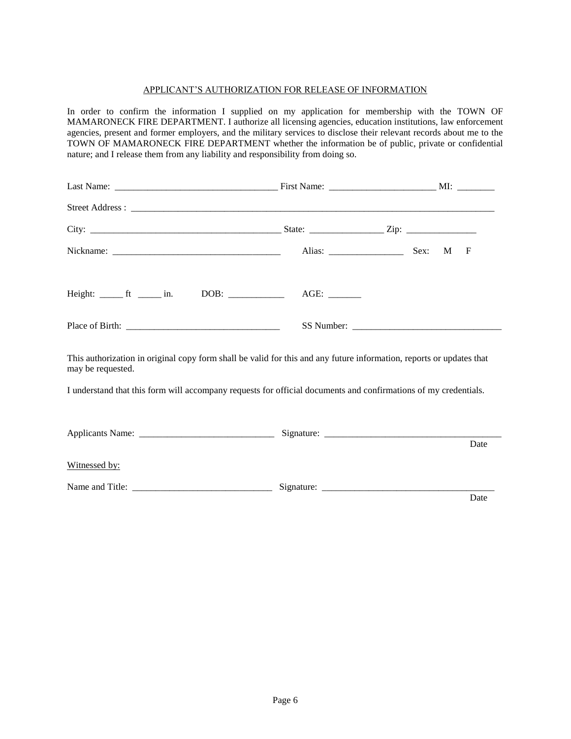## APPLICANT'S AUTHORIZATION FOR RELEASE OF INFORMATION

In order to confirm the information I supplied on my application for membership with the TOWN OF MAMARONECK FIRE DEPARTMENT. I authorize all licensing agencies, education institutions, law enforcement agencies, present and former employers, and the military services to disclose their relevant records about me to the TOWN OF MAMARONECK FIRE DEPARTMENT whether the information be of public, private or confidential nature; and I release them from any liability and responsibility from doing so.

Last Name: ___________________________________ First Name: _______________________ MI: ________

Street Address : ____________________________________________________________________________

City: _________________________________________ State: ________________ Zip: _______________

Nickname: ____________________________________ Alias: ________________ Sex: M F

Height: _____ ft _____ in. DOB: ____________ AGE: _______

Place of Birth: _________________________________ SS Number: ________________________________

This authorization in original copy form shall be valid for this and any future information, reports or updates that may be requested.

I understand that this form will accompany requests for official documents and confirmations of my credentials.

Applicants Name: _____________________________ Signature: ______________________________________
Date

Witnessed by:

Name and Title: ______________________________ Signature: _____________________________________
Date